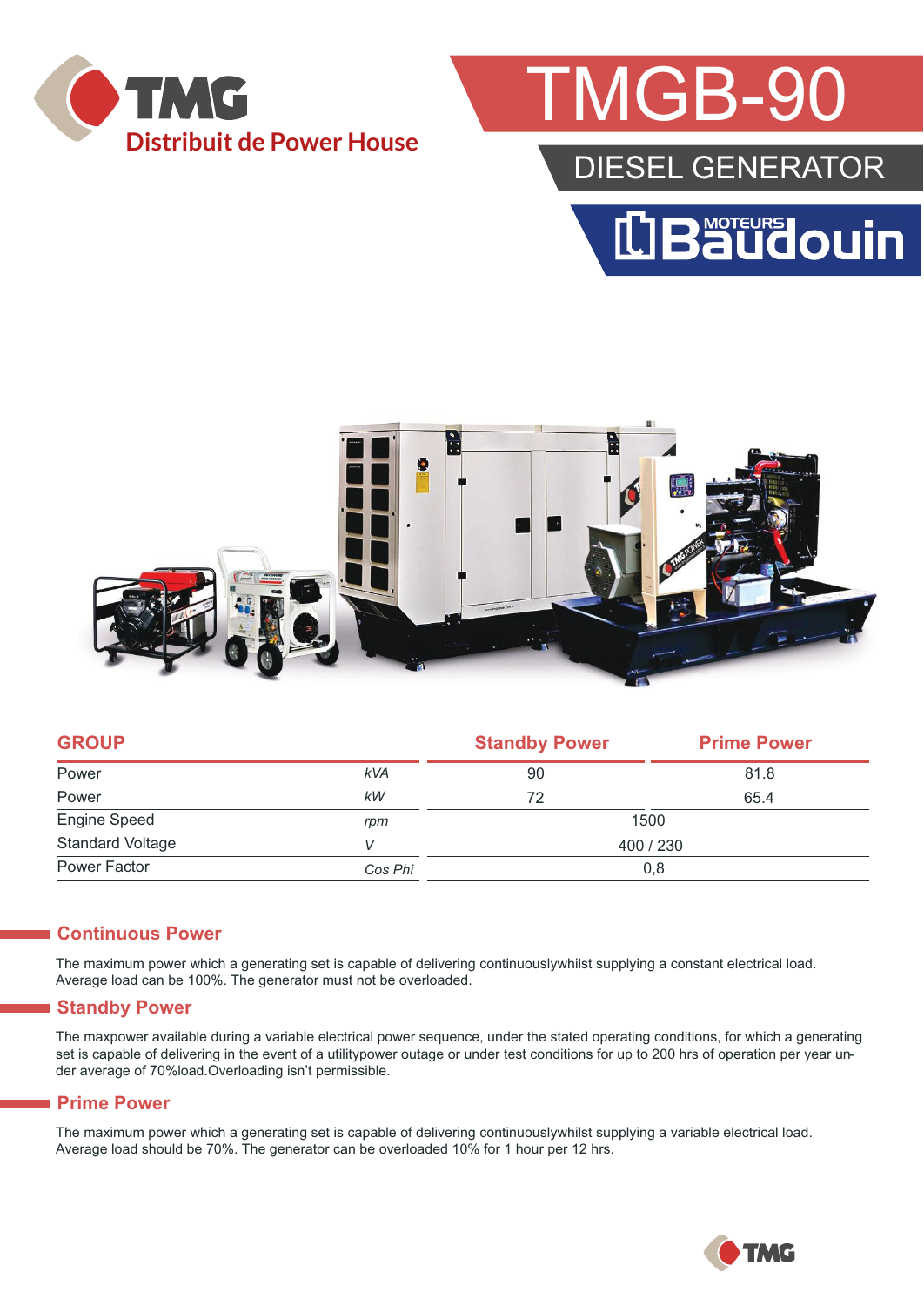TMG

Distribuit de Power House

# TMGB-90

## DIESEL GENERATOR

MOTEURS Baudouin

| GROUP | | Standby Power | Prime Power |
|---|---|---|---|
| Power | kVA | 90 | 81.8 |
| Power | kW | 72 | 65.4 |
| Engine Speed | rpm | 1500 | |
| Standard Voltage | V | 400 / 230 | |
| Power Factor | Cos Phi | 0,8 | |

## Continuous Power

The maximum power which a generating set is capable of delivering continuouslywhilst supplying a constant electrical load. Average load can be 100%. The generator must not be overloaded.

## Standby Power

The maxpower available during a variable electrical power sequence, under the stated operating conditions, for which a generating set is capable of delivering in the event of a utilitypower outage or under test conditions for up to 200 hrs of operation per year under average of 70%load.Overloading isn't permissible.

## Prime Power

The maximum power which a generating set is capable of delivering continuouslywhilst supplying a variable electrical load. Average load should be 70%. The generator can be overloaded 10% for 1 hour per 12 hrs.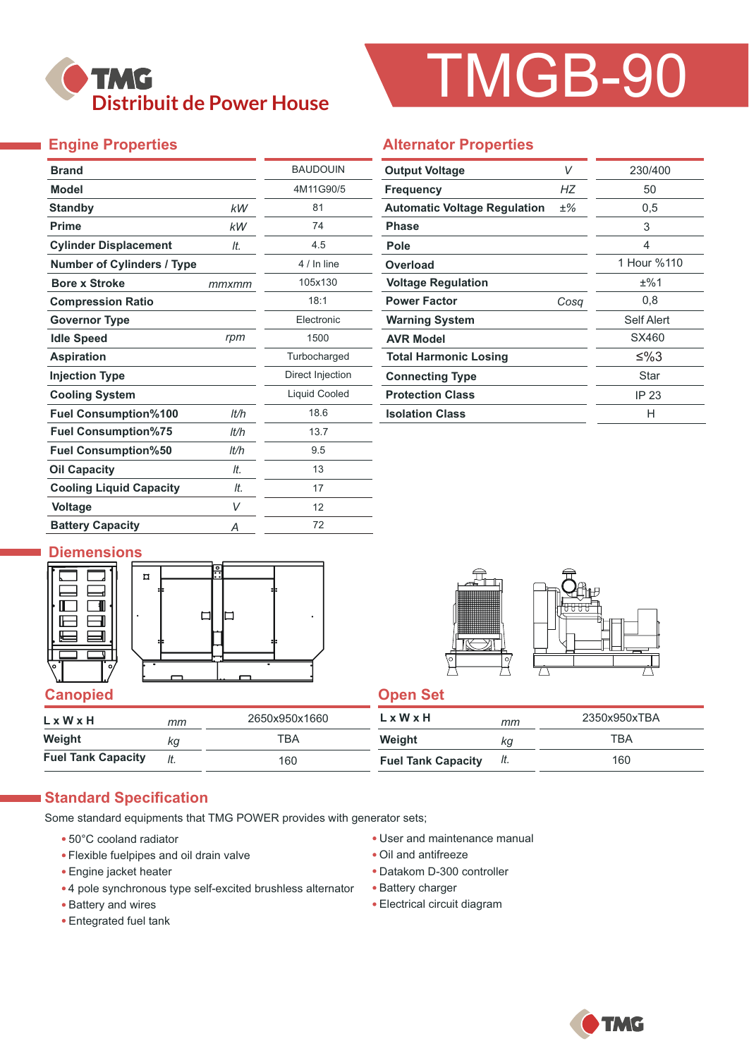# TMGB-90

TMG Distribuit de Power House

## Engine Properties

| Property | Unit | Value |
|---|---|---|
| Brand | | BAUDOUIN |
| Model | | 4M11G90/5 |
| Standby | kW | 81 |
| Prime | kW | 74 |
| Cylinder Displacement | lt. | 4.5 |
| Number of Cylinders / Type | | 4 / In line |
| Bore x Stroke | mmxmm | 105x130 |
| Compression Ratio | | 18:1 |
| Governor Type | | Electronic |
| Idle Speed | rpm | 1500 |
| Aspiration | | Turbocharged |
| Injection Type | | Direct Injection |
| Cooling System | | Liquid Cooled |
| Fuel Consumption%100 | lt/h | 18.6 |
| Fuel Consumption%75 | lt/h | 13.7 |
| Fuel Consumption%50 | lt/h | 9.5 |
| Oil Capacity | lt. | 13 |
| Cooling Liquid Capacity | lt. | 17 |
| Voltage | V | 12 |
| Battery Capacity | A | 72 |

## Alternator Properties

| Property | Unit | Value |
|---|---|---|
| Output Voltage | V | 230/400 |
| Frequency | HZ | 50 |
| Automatic Voltage Regulation | ±% | 0,5 |
| Phase | | 3 |
| Pole | | 4 |
| Overload | | 1 Hour %110 |
| Voltage Regulation | | ±%1 |
| Power Factor | Cosq | 0,8 |
| Warning System | | Self Alert |
| AVR Model | | SX460 |
| Total Harmonic Losing | | ≤%3 |
| Connecting Type | | Star |
| Protection Class | | IP 23 |
| Isolation Class | | H |

## Diemensions

### Canopied

| Property | Unit | Value |
|---|---|---|
| L x W x H | mm | 2650x950x1660 |
| Weight | kg | TBA |
| Fuel Tank Capacity | lt. | 160 |

### Open Set

| Property | Unit | Value |
|---|---|---|
| L x W x H | mm | 2350x950xTBA |
| Weight | kg | TBA |
| Fuel Tank Capacity | lt. | 160 |

## Standard Specification

Some standard equipments that TMG POWER provides with generator sets;

- 50°C cooland radiator
- Flexible fuelpipes and oil drain valve
- Engine jacket heater
- 4 pole synchronous type self-excited brushless alternator
- Battery and wires
- Entegrated fuel tank
- User and maintenance manual
- Oil and antifreeze
- Datakom D-300 controller
- Battery charger
- Electrical circuit diagram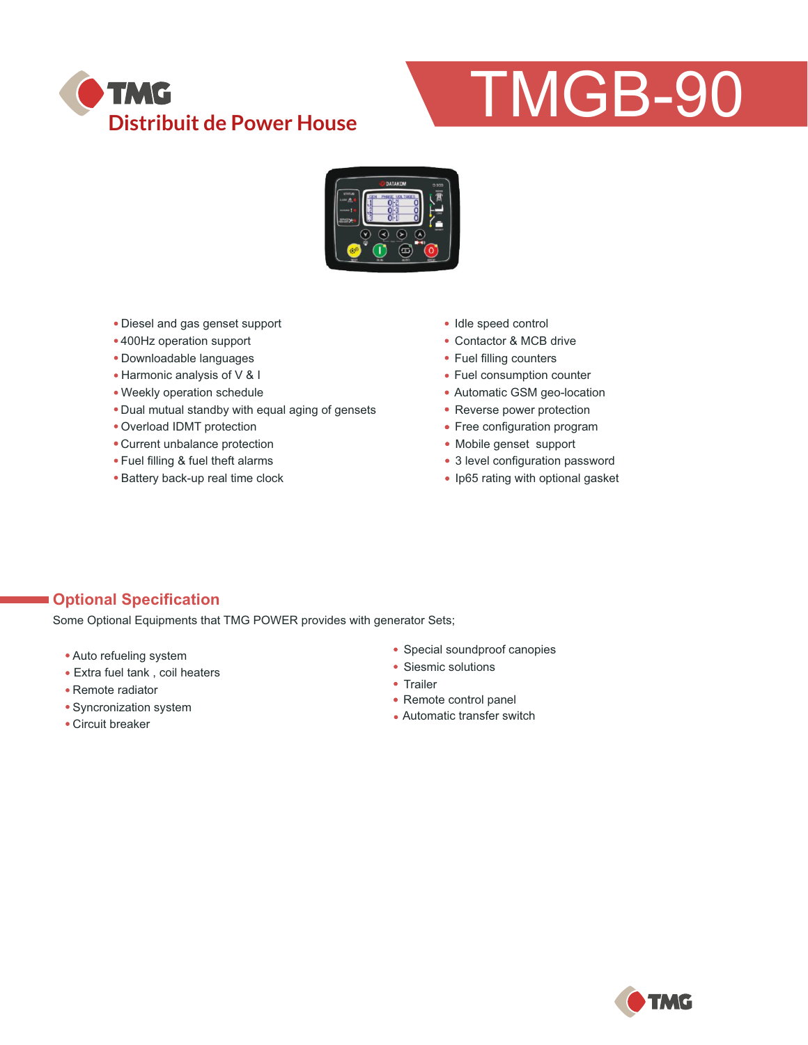TMG

Distribuit de Power House

# TMGB-90

- Diesel and gas genset support
- 400Hz operation support
- Downloadable languages
- Harmonic analysis of V & I
- Weekly operation schedule
- Dual mutual standby with equal aging of gensets
- Overload IDMT protection
- Current unbalance protection
- Fuel filling & fuel theft alarms
- Battery back-up real time clock
- Idle speed control
- Contactor & MCB drive
- Fuel filling counters
- Fuel consumption counter
- Automatic GSM geo-location
- Reverse power protection
- Free configuration program
- Mobile genset support
- 3 level configuration password
- Ip65 rating with optional gasket

## Optional Specification

Some Optional Equipments that TMG POWER provides with generator Sets;

- Auto refueling system
- Extra fuel tank , coil heaters
- Remote radiator
- Syncronization system
- Circuit breaker
- Special soundproof canopies
- Siesmic solutions
- Trailer
- Remote control panel
- Automatic transfer switch